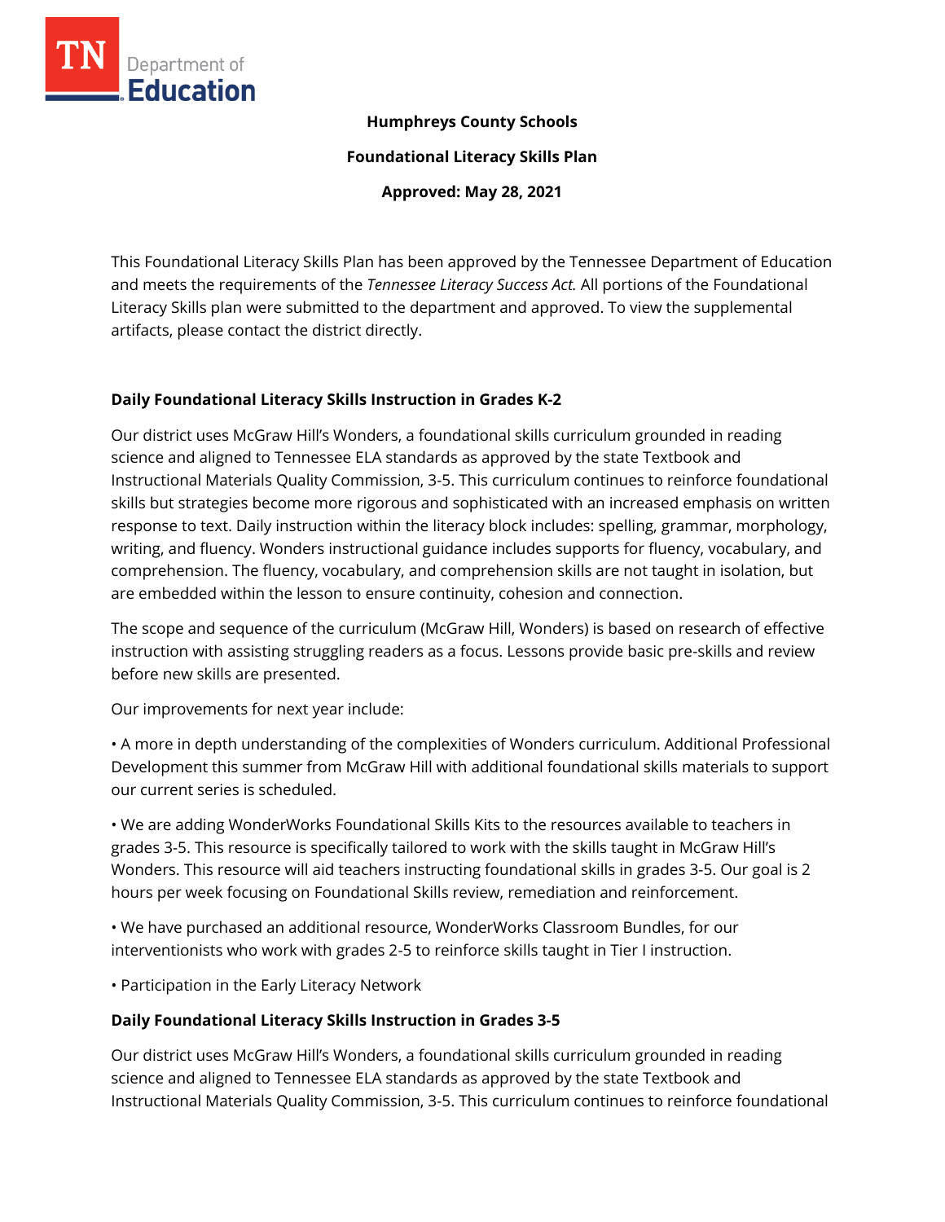**Humphreys County Schools**

**Foundational Literacy Skills Plan**

**Approved: May 28, 2021**

This Foundational Literacy Skills Plan has been approved by the Tennessee Department of Education and meets the requirements of the *Tennessee Literacy Success Act.* All portions of the Foundational Literacy Skills plan were submitted to the department and approved. To view the supplemental artifacts, please contact the district directly.

## Daily Foundational Literacy Skills Instruction in Grades K-2

Our district uses McGraw Hill's Wonders, a foundational skills curriculum grounded in reading science and aligned to Tennessee ELA standards as approved by the state Textbook and Instructional Materials Quality Commission, 3-5. This curriculum continues to reinforce foundational skills but strategies become more rigorous and sophisticated with an increased emphasis on written response to text. Daily instruction within the literacy block includes: spelling, grammar, morphology, writing, and fluency. Wonders instructional guidance includes supports for fluency, vocabulary, and comprehension. The fluency, vocabulary, and comprehension skills are not taught in isolation, but are embedded within the lesson to ensure continuity, cohesion and connection.

The scope and sequence of the curriculum (McGraw Hill, Wonders) is based on research of effective instruction with assisting struggling readers as a focus. Lessons provide basic pre-skills and review before new skills are presented.

Our improvements for next year include:

• A more in depth understanding of the complexities of Wonders curriculum. Additional Professional Development this summer from McGraw Hill with additional foundational skills materials to support our current series is scheduled.

• We are adding WonderWorks Foundational Skills Kits to the resources available to teachers in grades 3-5. This resource is specifically tailored to work with the skills taught in McGraw Hill's Wonders. This resource will aid teachers instructing foundational skills in grades 3-5. Our goal is 2 hours per week focusing on Foundational Skills review, remediation and reinforcement.

• We have purchased an additional resource, WonderWorks Classroom Bundles, for our interventionists who work with grades 2-5 to reinforce skills taught in Tier I instruction.

• Participation in the Early Literacy Network

## Daily Foundational Literacy Skills Instruction in Grades 3-5

Our district uses McGraw Hill's Wonders, a foundational skills curriculum grounded in reading science and aligned to Tennessee ELA standards as approved by the state Textbook and Instructional Materials Quality Commission, 3-5. This curriculum continues to reinforce foundational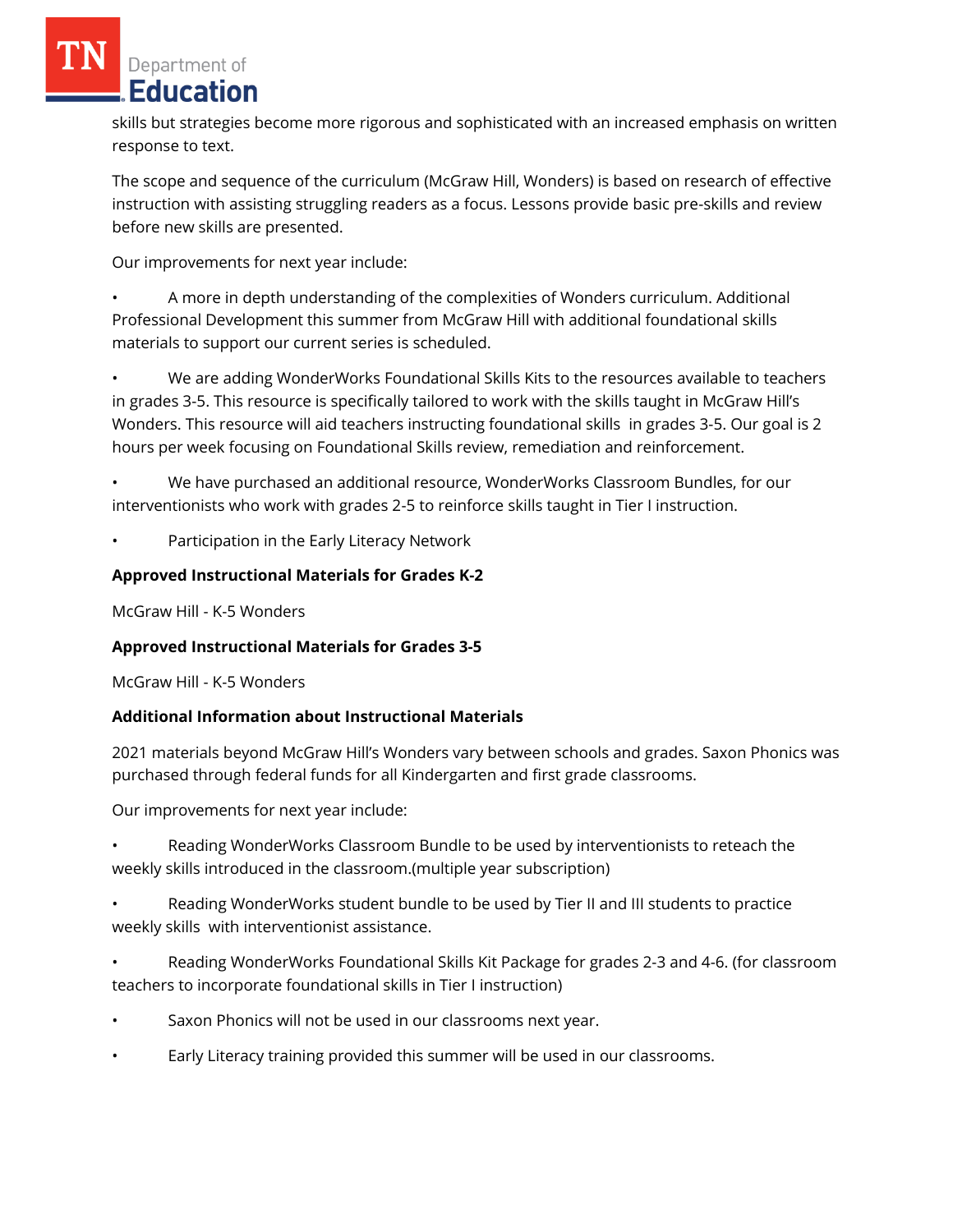skills but strategies become more rigorous and sophisticated with an increased emphasis on written response to text.

The scope and sequence of the curriculum (McGraw Hill, Wonders) is based on research of effective instruction with assisting struggling readers as a focus. Lessons provide basic pre-skills and review before new skills are presented.

Our improvements for next year include:

- A more in depth understanding of the complexities of Wonders curriculum. Additional Professional Development this summer from McGraw Hill with additional foundational skills materials to support our current series is scheduled.
- We are adding WonderWorks Foundational Skills Kits to the resources available to teachers in grades 3-5. This resource is specifically tailored to work with the skills taught in McGraw Hill's Wonders. This resource will aid teachers instructing foundational skills in grades 3-5. Our goal is 2 hours per week focusing on Foundational Skills review, remediation and reinforcement.
- We have purchased an additional resource, WonderWorks Classroom Bundles, for our interventionists who work with grades 2-5 to reinforce skills taught in Tier I instruction.
- Participation in the Early Literacy Network

**Approved Instructional Materials for Grades K-2**

McGraw Hill - K-5 Wonders

**Approved Instructional Materials for Grades 3-5**

McGraw Hill - K-5 Wonders

**Additional Information about Instructional Materials**

2021 materials beyond McGraw Hill's Wonders vary between schools and grades. Saxon Phonics was purchased through federal funds for all Kindergarten and first grade classrooms.

Our improvements for next year include:

- Reading WonderWorks Classroom Bundle to be used by interventionists to reteach the weekly skills introduced in the classroom.(multiple year subscription)
- Reading WonderWorks student bundle to be used by Tier II and III students to practice weekly skills with interventionist assistance.
- Reading WonderWorks Foundational Skills Kit Package for grades 2-3 and 4-6. (for classroom teachers to incorporate foundational skills in Tier I instruction)
- Saxon Phonics will not be used in our classrooms next year.
- Early Literacy training provided this summer will be used in our classrooms.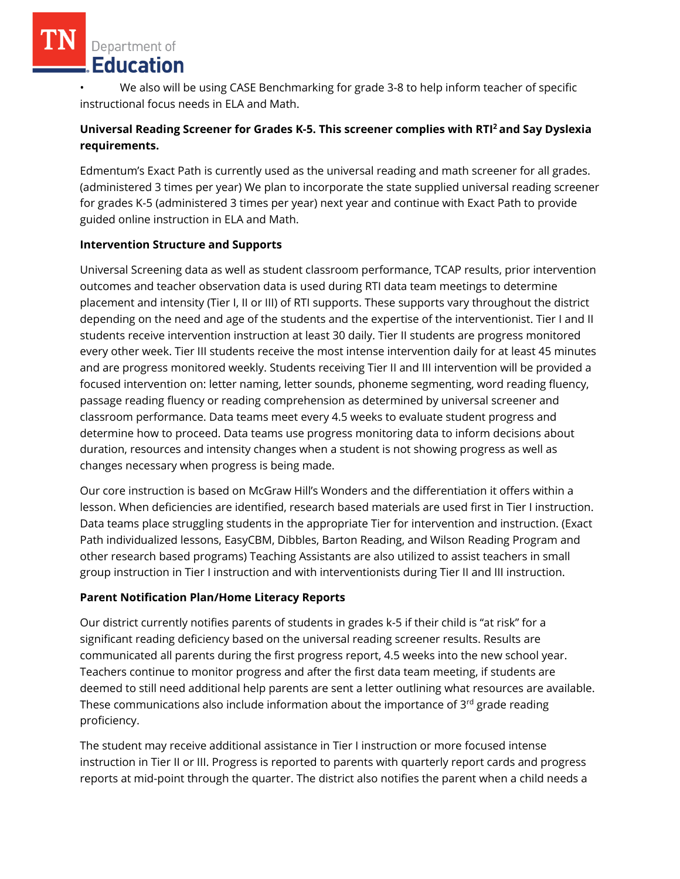- We also will be using CASE Benchmarking for grade 3-8 to help inform teacher of specific instructional focus needs in ELA and Math.

**Universal Reading Screener for Grades K-5. This screener complies with RTI[2] and Say Dyslexia requirements.**

Edmentum's Exact Path is currently used as the universal reading and math screener for all grades. (administered 3 times per year) We plan to incorporate the state supplied universal reading screener for grades K-5 (administered 3 times per year) next year and continue with Exact Path to provide guided online instruction in ELA and Math.

**Intervention Structure and Supports**

Universal Screening data as well as student classroom performance, TCAP results, prior intervention outcomes and teacher observation data is used during RTI data team meetings to determine placement and intensity (Tier I, II or III) of RTI supports. These supports vary throughout the district depending on the need and age of the students and the expertise of the interventionist. Tier I and II students receive intervention instruction at least 30 daily. Tier II students are progress monitored every other week. Tier III students receive the most intense intervention daily for at least 45 minutes and are progress monitored weekly. Students receiving Tier II and III intervention will be provided a focused intervention on: letter naming, letter sounds, phoneme segmenting, word reading fluency, passage reading fluency or reading comprehension as determined by universal screener and classroom performance. Data teams meet every 4.5 weeks to evaluate student progress and determine how to proceed. Data teams use progress monitoring data to inform decisions about duration, resources and intensity changes when a student is not showing progress as well as changes necessary when progress is being made.

Our core instruction is based on McGraw Hill's Wonders and the differentiation it offers within a lesson. When deficiencies are identified, research based materials are used first in Tier I instruction. Data teams place struggling students in the appropriate Tier for intervention and instruction. (Exact Path individualized lessons, EasyCBM, Dibbles, Barton Reading, and Wilson Reading Program and other research based programs) Teaching Assistants are also utilized to assist teachers in small group instruction in Tier I instruction and with interventionists during Tier II and III instruction.

**Parent Notification Plan/Home Literacy Reports**

Our district currently notifies parents of students in grades k-5 if their child is "at risk" for a significant reading deficiency based on the universal reading screener results. Results are communicated all parents during the first progress report, 4.5 weeks into the new school year. Teachers continue to monitor progress and after the first data team meeting, if students are deemed to still need additional help parents are sent a letter outlining what resources are available. These communications also include information about the importance of 3rd grade reading proficiency.

The student may receive additional assistance in Tier I instruction or more focused intense instruction in Tier II or III. Progress is reported to parents with quarterly report cards and progress reports at mid-point through the quarter. The district also notifies the parent when a child needs a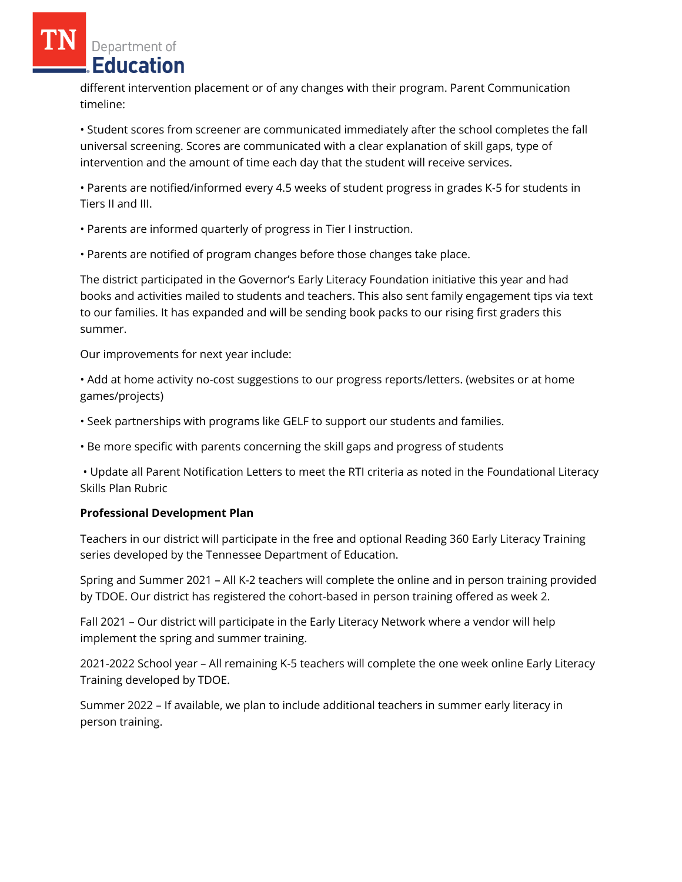different intervention placement or of any changes with their program. Parent Communication timeline:

• Student scores from screener are communicated immediately after the school completes the fall universal screening. Scores are communicated with a clear explanation of skill gaps, type of intervention and the amount of time each day that the student will receive services.

• Parents are notified/informed every 4.5 weeks of student progress in grades K-5 for students in Tiers II and III.

• Parents are informed quarterly of progress in Tier I instruction.

• Parents are notified of program changes before those changes take place.

The district participated in the Governor's Early Literacy Foundation initiative this year and had books and activities mailed to students and teachers. This also sent family engagement tips via text to our families. It has expanded and will be sending book packs to our rising first graders this summer.

Our improvements for next year include:

• Add at home activity no-cost suggestions to our progress reports/letters. (websites or at home games/projects)

• Seek partnerships with programs like GELF to support our students and families.

• Be more specific with parents concerning the skill gaps and progress of students

• Update all Parent Notification Letters to meet the RTI criteria as noted in the Foundational Literacy Skills Plan Rubric

**Professional Development Plan**

Teachers in our district will participate in the free and optional Reading 360 Early Literacy Training series developed by the Tennessee Department of Education.

Spring and Summer 2021 – All K-2 teachers will complete the online and in person training provided by TDOE. Our district has registered the cohort-based in person training offered as week 2.

Fall 2021 – Our district will participate in the Early Literacy Network where a vendor will help implement the spring and summer training.

2021-2022 School year – All remaining K-5 teachers will complete the one week online Early Literacy Training developed by TDOE.

Summer 2022 – If available, we plan to include additional teachers in summer early literacy in person training.